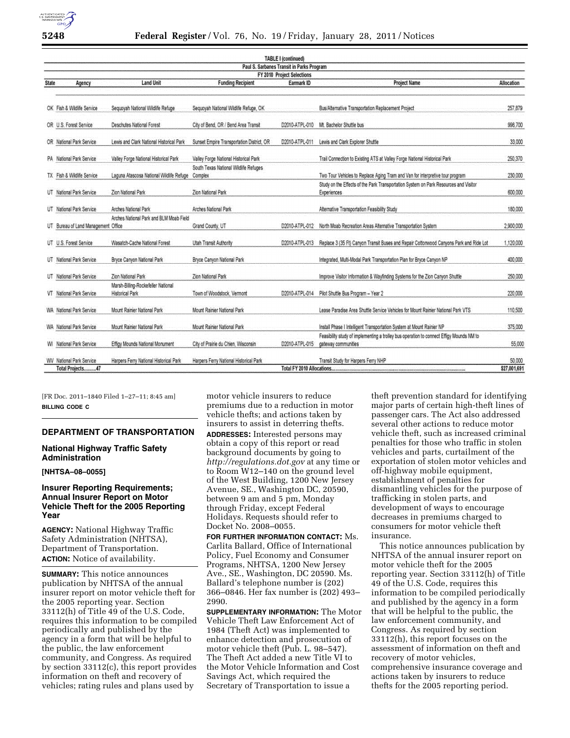TABLE I (continued)

Paul S. Sarbanes Transit in Parks Program

FY 2010 Project Selections

| State | Agency | Land Unit | Funding Recipient | Earmark ID | Project Name | Allocation |
|---|---|---|---|---|---|---|
| OK | Fish & Wildlife Service | Sequoyah National Wildlife Refuge | Sequoyah National Wildlife Refuge, OK | | Bus/Alternative Transportation Replacement Project | 257,879 |
| OR | U.S. Forest Service | Deschutes National Forest | City of Bend, OR / Bend Area Transit | D2010-ATPL-010 | Mt. Bachelor Shuttle bus | 998,700 |
| OR | National Park Service | Lewis and Clark National Historical Park | Sunset Empire Transportation District, OR | D2010-ATPL-011 | Lewis and Clark Explorer Shuttle | 33,000 |
| PA | National Park Service | Valley Forge National Historical Park | Valley Forge National Historical Park | | Trail Connection to Existing ATS at Valley Forge National Historical Park | 250,370 |
| TX | Fish & Wildlife Service | Laguna Atascosa National Wildlife Refuge | South Texas National Wildlife Refuges Complex | | Two Tour Vehicles to Replace Aging Tram and Van for interpretive tour program | 230,000 |
| UT | National Park Service | Zion National Park | Zion National Park | | Study on the Effects of the Park Transportation System on Park Resources and Visitor Experiences | 600,000 |
| UT | National Park Service | Arches National Park | Arches National Park | | Alternative Transportation Feasibility Study | 180,000 |
| UT | Bureau of Land Management | Arches National Park and BLM Moab Field Office | Grand County, UT | D2010-ATPL-012 | North Moab Recreation Areas Alternative Transportation System | 2,900,000 |
| UT | U.S. Forest Service | Wasatch-Cache National Forest | Utah Transit Authority | D2010-ATPL-013 | Replace 3 (35 Ft) Canyon Transit Buses and Repair Cottonwood Canyons Park and Ride Lot | 1,120,000 |
| UT | National Park Service | Bryce Canyon National Park | Bryce Canyon National Park | | Integrated, Multi-Modal Park Transportation Plan for Bryce Canyon NP | 400,000 |
| UT | National Park Service | Zion National Park | Zion National Park | | Improve Visitor Information & Wayfinding Systems for the Zion Canyon Shuttle | 250,000 |
| VT | National Park Service | Marsh-Billing-Rockefeller National Historical Park | Town of Woodstock, Vermont | D2010-ATPL-014 | Pilot Shuttle Bus Program – Year 2 | 220,000 |
| WA | National Park Service | Mount Rainier National Park | Mount Rainier National Park | | Lease Paradise Area Shuttle Service Vehicles for Mount Rainier National Park VTS | 110,500 |
| WA | National Park Service | Mount Rainier National Park | Mount Rainier National Park | | Install Phase I Intelligent Transportation System at Mount Rainier NP | 375,000 |
| WI | National Park Service | Effigy Mounds National Monument | City of Prairie du Chien, Wisconsin | D2010-ATPL-015 | Feasibility study of implementing a trolley bus operation to connect Effigy Mounds NM to gateway communities | 55,000 |
| WV | National Park Service | Harpers Ferry National Historical Park | Harpers Ferry National Historical Park | | Transit Study for Harpers Ferry NHP | 50,000 |
| | Total Projects.........47 | | | Total FY 2010 Allocations | | $27,001,691 |

[FR Doc. 2011–1840 Filed 1–27–11; 8:45 am]

**BILLING CODE C**

## DEPARTMENT OF TRANSPORTATION

### National Highway Traffic Safety Administration

**[NHTSA–08–0055]**

### Insurer Reporting Requirements; Annual Insurer Report on Motor Vehicle Theft for the 2005 Reporting Year

**AGENCY:** National Highway Traffic Safety Administration (NHTSA), Department of Transportation.

**ACTION:** Notice of availability.

**SUMMARY:** This notice announces publication by NHTSA of the annual insurer report on motor vehicle theft for the 2005 reporting year. Section 33112(h) of Title 49 of the U.S. Code, requires this information to be compiled periodically and published by the agency in a form that will be helpful to the public, the law enforcement community, and Congress. As required by section 33112(c), this report provides information on theft and recovery of vehicles; rating rules and plans used by motor vehicle insurers to reduce premiums due to a reduction in motor vehicle thefts; and actions taken by insurers to assist in deterring thefts.

**ADDRESSES:** Interested persons may obtain a copy of this report or read background documents by going to *http://regulations.dot.gov* at any time or to Room W12–140 on the ground level of the West Building, 1200 New Jersey Avenue, SE., Washington DC, 20590, between 9 am and 5 pm, Monday through Friday, except Federal Holidays. Requests should refer to Docket No. 2008–0055.

**FOR FURTHER INFORMATION CONTACT:** Ms. Carlita Ballard, Office of International Policy, Fuel Economy and Consumer Programs, NHTSA, 1200 New Jersey Ave., SE., Washington, DC 20590. Ms. Ballard's telephone number is (202) 366–0846. Her fax number is (202) 493–2990.

**SUPPLEMENTARY INFORMATION:** The Motor Vehicle Theft Law Enforcement Act of 1984 (Theft Act) was implemented to enhance detection and prosecution of motor vehicle theft (Pub. L. 98–547). The Theft Act added a new Title VI to the Motor Vehicle Information and Cost Savings Act, which required the Secretary of Transportation to issue a theft prevention standard for identifying major parts of certain high-theft lines of passenger cars. The Act also addressed several other actions to reduce motor vehicle theft, such as increased criminal penalties for those who traffic in stolen vehicles and parts, curtailment of the exportation of stolen motor vehicles and off-highway mobile equipment, establishment of penalties for dismantling vehicles for the purpose of trafficking in stolen parts, and development of ways to encourage decreases in premiums charged to consumers for motor vehicle theft insurance.

This notice announces publication by NHTSA of the annual insurer report on motor vehicle theft for the 2005 reporting year. Section 33112(h) of Title 49 of the U.S. Code, requires this information to be compiled periodically and published by the agency in a form that will be helpful to the public, the law enforcement community, and Congress. As required by section 33112(h), this report focuses on the assessment of information on theft and recovery of motor vehicles, comprehensive insurance coverage and actions taken by insurers to reduce thefts for the 2005 reporting period.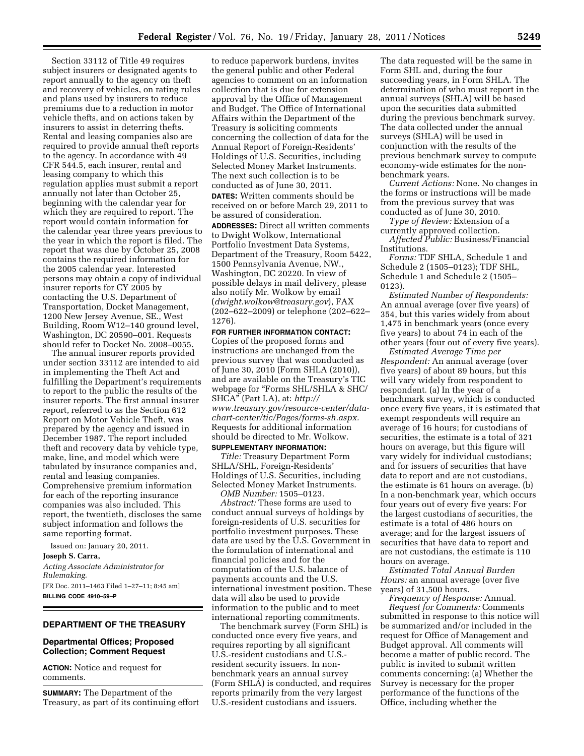Section 33112 of Title 49 requires subject insurers or designated agents to report annually to the agency on theft and recovery of vehicles, on rating rules and plans used by insurers to reduce premiums due to a reduction in motor vehicle thefts, and on actions taken by insurers to assist in deterring thefts. Rental and leasing companies also are required to provide annual theft reports to the agency. In accordance with 49 CFR 544.5, each insurer, rental and leasing company to which this regulation applies must submit a report annually not later than October 25, beginning with the calendar year for which they are required to report. The report would contain information for the calendar year three years previous to the year in which the report is filed. The report that was due by October 25, 2008 contains the required information for the 2005 calendar year. Interested persons may obtain a copy of individual insurer reports for CY 2005 by contacting the U.S. Department of Transportation, Docket Management, 1200 New Jersey Avenue, SE., West Building, Room W12–140 ground level, Washington, DC 20590–001. Requests should refer to Docket No. 2008–0055.

The annual insurer reports provided under section 33112 are intended to aid in implementing the Theft Act and fulfilling the Department's requirements to report to the public the results of the insurer reports. The first annual insurer report, referred to as the Section 612 Report on Motor Vehicle Theft, was prepared by the agency and issued in December 1987. The report included theft and recovery data by vehicle type, make, line, and model which were tabulated by insurance companies and, rental and leasing companies. Comprehensive premium information for each of the reporting insurance companies was also included. This report, the twentieth, discloses the same subject information and follows the same reporting format.

Issued on: January 20, 2011.

**Joseph S. Carra,**

*Acting Associate Administrator for Rulemaking.*

[FR Doc. 2011–1463 Filed 1–27–11; 8:45 am]

**BILLING CODE 4910–59–P**

## DEPARTMENT OF THE TREASURY

### Departmental Offices; Proposed Collection; Comment Request

**ACTION:** Notice and request for comments.

**SUMMARY:** The Department of the Treasury, as part of its continuing effort to reduce paperwork burdens, invites the general public and other Federal agencies to comment on an information collection that is due for extension approval by the Office of Management and Budget. The Office of International Affairs within the Department of the Treasury is soliciting comments concerning the collection of data for the Annual Report of Foreign-Residents' Holdings of U.S. Securities, including Selected Money Market Instruments. The next such collection is to be conducted as of June 30, 2011.

**DATES:** Written comments should be received on or before March 29, 2011 to be assured of consideration.

**ADDRESSES:** Direct all written comments to Dwight Wolkow, International Portfolio Investment Data Systems, Department of the Treasury, Room 5422, 1500 Pennsylvania Avenue, NW., Washington, DC 20220. In view of possible delays in mail delivery, please also notify Mr. Wolkow by email (*dwight.wolkow@treasury.gov*), FAX (202–622–2009) or telephone (202–622–1276).

**FOR FURTHER INFORMATION CONTACT:** Copies of the proposed forms and instructions are unchanged from the previous survey that was conducted as of June 30, 2010 (Form SHLA (2010)), and are available on the Treasury's TIC webpage for "Forms SHL/SHLA & SHC/SHCA" (Part I.A), at: *http://www.treasury.gov/resource-center/data-chart-center/tic/Pages/forms-sh.aspx*. Requests for additional information should be directed to Mr. Wolkow.

**SUPPLEMENTARY INFORMATION:**

*Title:* Treasury Department Form SHLA/SHL, Foreign-Residents' Holdings of U.S. Securities, including Selected Money Market Instruments.

*OMB Number:* 1505–0123.

*Abstract:* These forms are used to conduct annual surveys of holdings by foreign-residents of U.S. securities for portfolio investment purposes. These data are used by the U.S. Government in the formulation of international and financial policies and for the computation of the U.S. balance of payments accounts and the U.S. international investment position. These data will also be used to provide information to the public and to meet international reporting commitments.

The benchmark survey (Form SHL) is conducted once every five years, and requires reporting by all significant U.S.-resident custodians and U.S.-resident security issuers. In non-benchmark years an annual survey (Form SHLA) is conducted, and requires reports primarily from the very largest U.S.-resident custodians and issuers. The data requested will be the same in Form SHL and, during the four succeeding years, in Form SHLA. The determination of who must report in the annual surveys (SHLA) will be based upon the securities data submitted during the previous benchmark survey. The data collected under the annual surveys (SHLA) will be used in conjunction with the results of the previous benchmark survey to compute economy-wide estimates for the non-benchmark years.

*Current Actions:* None. No changes in the forms or instructions will be made from the previous survey that was conducted as of June 30, 2010.

*Type of Review:* Extension of a currently approved collection.

*Affected Public:* Business/Financial Institutions.

*Forms:* TDF SHLA, Schedule 1 and Schedule 2 (1505–0123); TDF SHL, Schedule 1 and Schedule 2 (1505–0123).

*Estimated Number of Respondents:* An annual average (over five years) of 354, but this varies widely from about 1,475 in benchmark years (once every five years) to about 74 in each of the other years (four out of every five years).

*Estimated Average Time per Respondent:* An annual average (over five years) of about 89 hours, but this will vary widely from respondent to respondent. (a) In the year of a benchmark survey, which is conducted once every five years, it is estimated that exempt respondents will require an average of 16 hours; for custodians of securities, the estimate is a total of 321 hours on average, but this figure will vary widely for individual custodians; and for issuers of securities that have data to report and are not custodians, the estimate is 61 hours on average. (b) In a non-benchmark year, which occurs four years out of every five years: For the largest custodians of securities, the estimate is a total of 486 hours on average; and for the largest issuers of securities that have data to report and are not custodians, the estimate is 110 hours on average.

*Estimated Total Annual Burden Hours:* an annual average (over five years) of 31,500 hours.

*Frequency of Response:* Annual.

*Request for Comments:* Comments submitted in response to this notice will be summarized and/or included in the request for Office of Management and Budget approval. All comments will become a matter of public record. The public is invited to submit written comments concerning: (a) Whether the Survey is necessary for the proper performance of the functions of the Office, including whether the